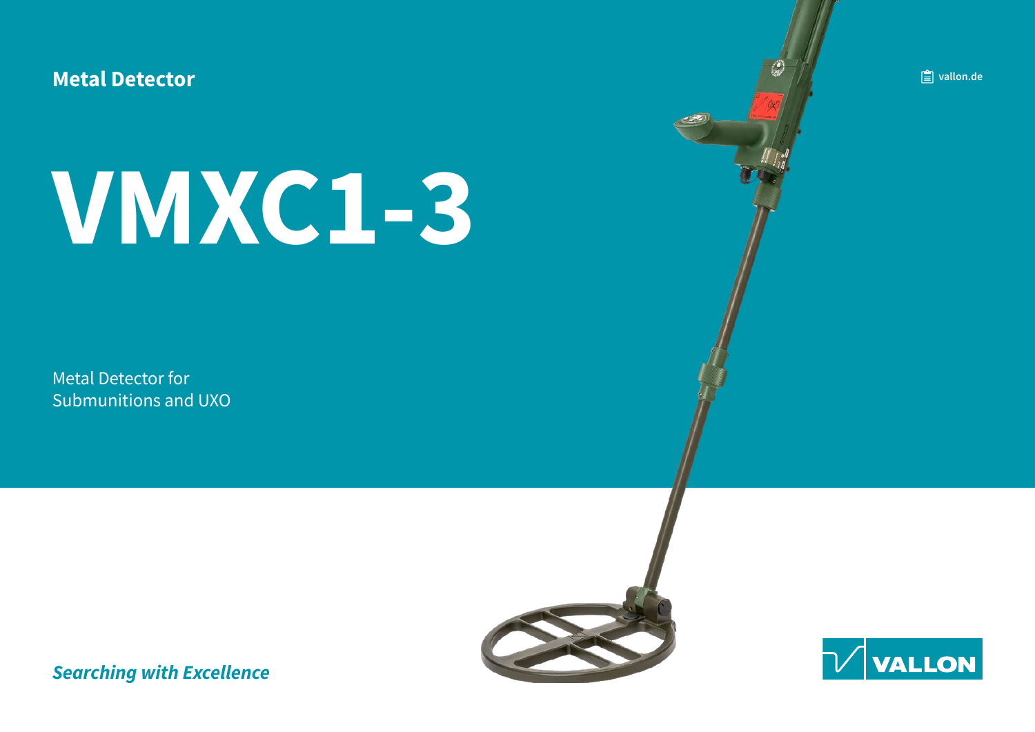Metal Detector

vallon.de

# VMXC1-3

Metal Detector for
Submunitions and UXO

*Searching with Excellence*

VALLON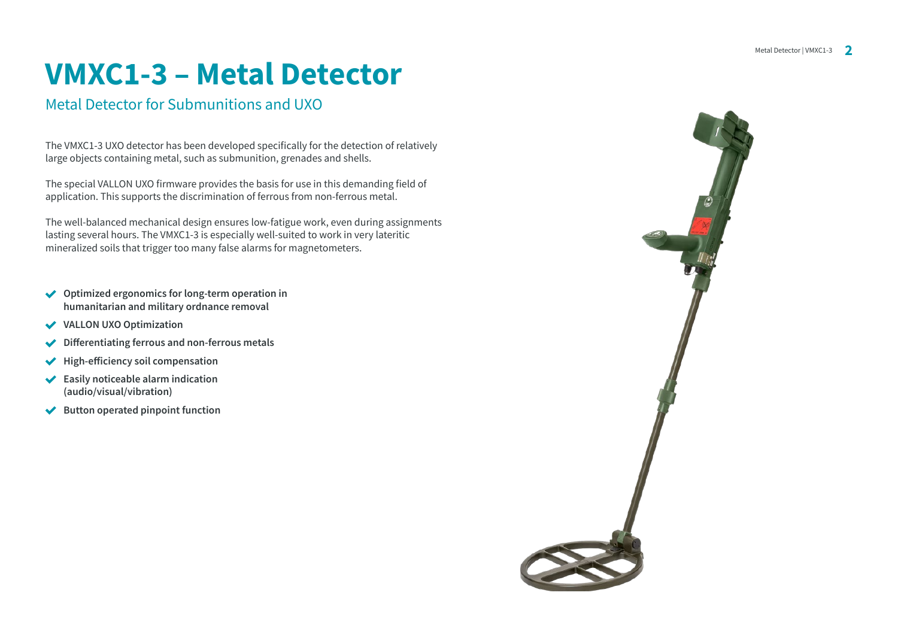# VMXC1-3 – Metal Detector

## Metal Detector for Submunitions and UXO

The VMXC1-3 UXO detector has been developed specifically for the detection of relatively large objects containing metal, such as submunition, grenades and shells.

The special VALLON UXO firmware provides the basis for use in this demanding field of application. This supports the discrimination of ferrous from non-ferrous metal.

The well-balanced mechanical design ensures low-fatigue work, even during assignments lasting several hours. The VMXC1-3 is especially well-suited to work in very lateritic mineralized soils that trigger too many false alarms for magnetometers.

- **Optimized ergonomics for long-term operation in humanitarian and military ordnance removal**
- **VALLON UXO Optimization**
- **Differentiating ferrous and non-ferrous metals**
- **High-efficiency soil compensation**
- **Easily noticeable alarm indication (audio/visual/vibration)**
- **Button operated pinpoint function**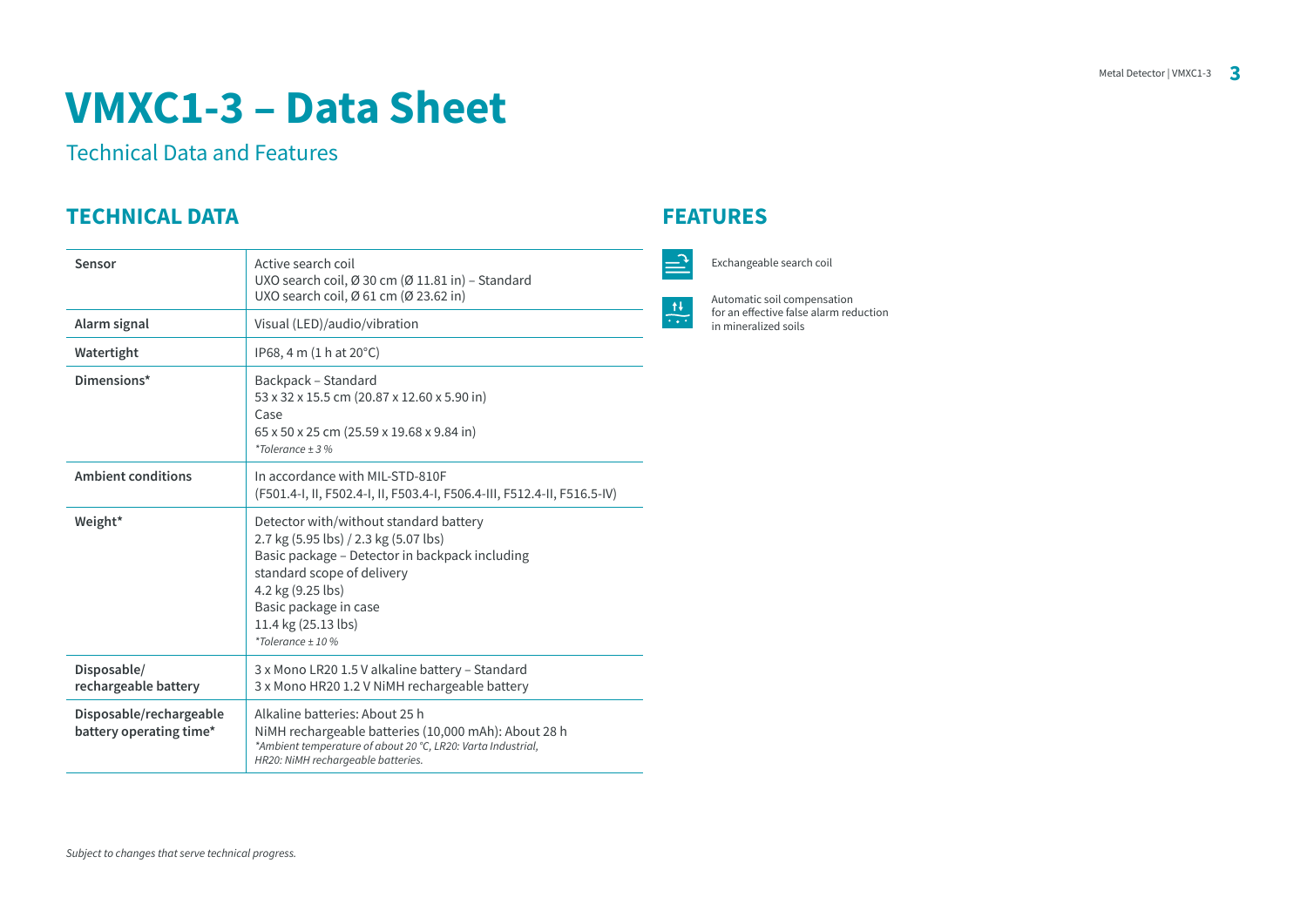# VMXC1-3 – Data Sheet

Technical Data and Features

## TECHNICAL DATA

| | |
|---|---|
| **Sensor** | Active search coil<br>UXO search coil, Ø 30 cm (Ø 11.81 in) – Standard<br>UXO search coil, Ø 61 cm (Ø 23.62 in) |
| **Alarm signal** | Visual (LED)/audio/vibration |
| **Watertight** | IP68, 4 m (1 h at 20°C) |
| **Dimensions*** | Backpack – Standard<br>53 x 32 x 15.5 cm (20.87 x 12.60 x 5.90 in)<br>Case<br>65 x 50 x 25 cm (25.59 x 19.68 x 9.84 in)<br>*\*Tolerance ± 3 %* |
| **Ambient conditions** | In accordance with MIL-STD-810F<br>(F501.4-I, II, F502.4-I, II, F503.4-I, F506.4-III, F512.4-II, F516.5-IV) |
| **Weight*** | Detector with/without standard battery<br>2.7 kg (5.95 lbs) / 2.3 kg (5.07 lbs)<br>Basic package – Detector in backpack including standard scope of delivery<br>4.2 kg (9.25 lbs)<br>Basic package in case<br>11.4 kg (25.13 lbs)<br>*\*Tolerance ± 10 %* |
| **Disposable/ rechargeable battery** | 3 x Mono LR20 1.5 V alkaline battery – Standard<br>3 x Mono HR20 1.2 V NiMH rechargeable battery |
| **Disposable/rechargeable battery operating time*** | Alkaline batteries: About 25 h<br>NiMH rechargeable batteries (10,000 mAh): About 28 h<br>*\*Ambient temperature of about 20 °C, LR20: Varta Industrial, HR20: NiMH rechargeable batteries.* |

## FEATURES

- Exchangeable search coil
- Automatic soil compensation for an effective false alarm reduction in mineralized soils

*Subject to changes that serve technical progress.*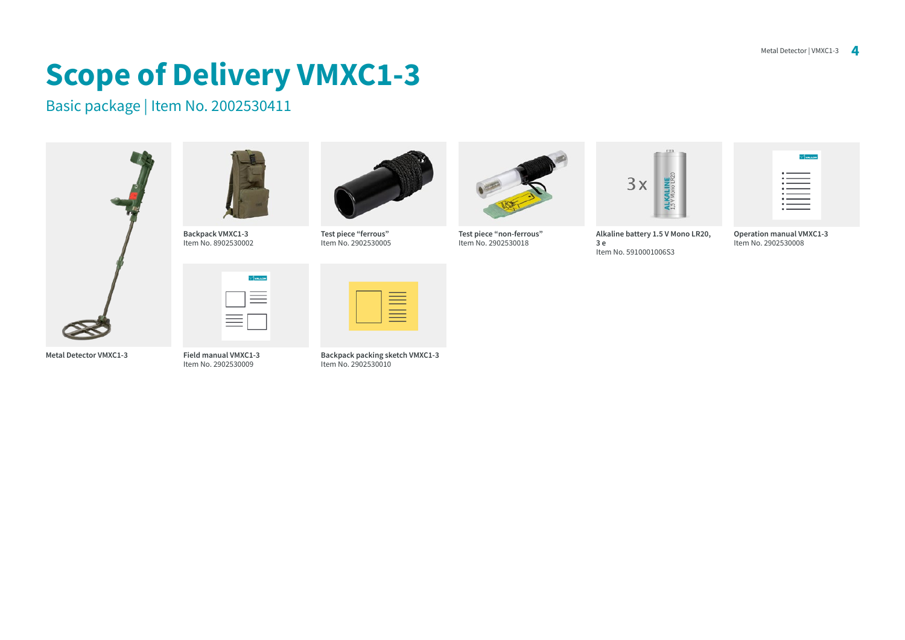# Scope of Delivery VMXC1-3

## Basic package | Item No. 2002530411

**Metal Detector VMXC1-3**

**Backpack VMXC1-3**
Item No. 8902530002

**Test piece "ferrous"**
Item No. 2902530005

**Test piece "non-ferrous"**
Item No. 2902530018

**Alkaline battery 1.5 V Mono LR20, 3 e**
Item No. 5910001006S3

**Operation manual VMXC1-3**
Item No. 2902530008

**Field manual VMXC1-3**
Item No. 2902530009

**Backpack packing sketch VMXC1-3**
Item No. 2902530010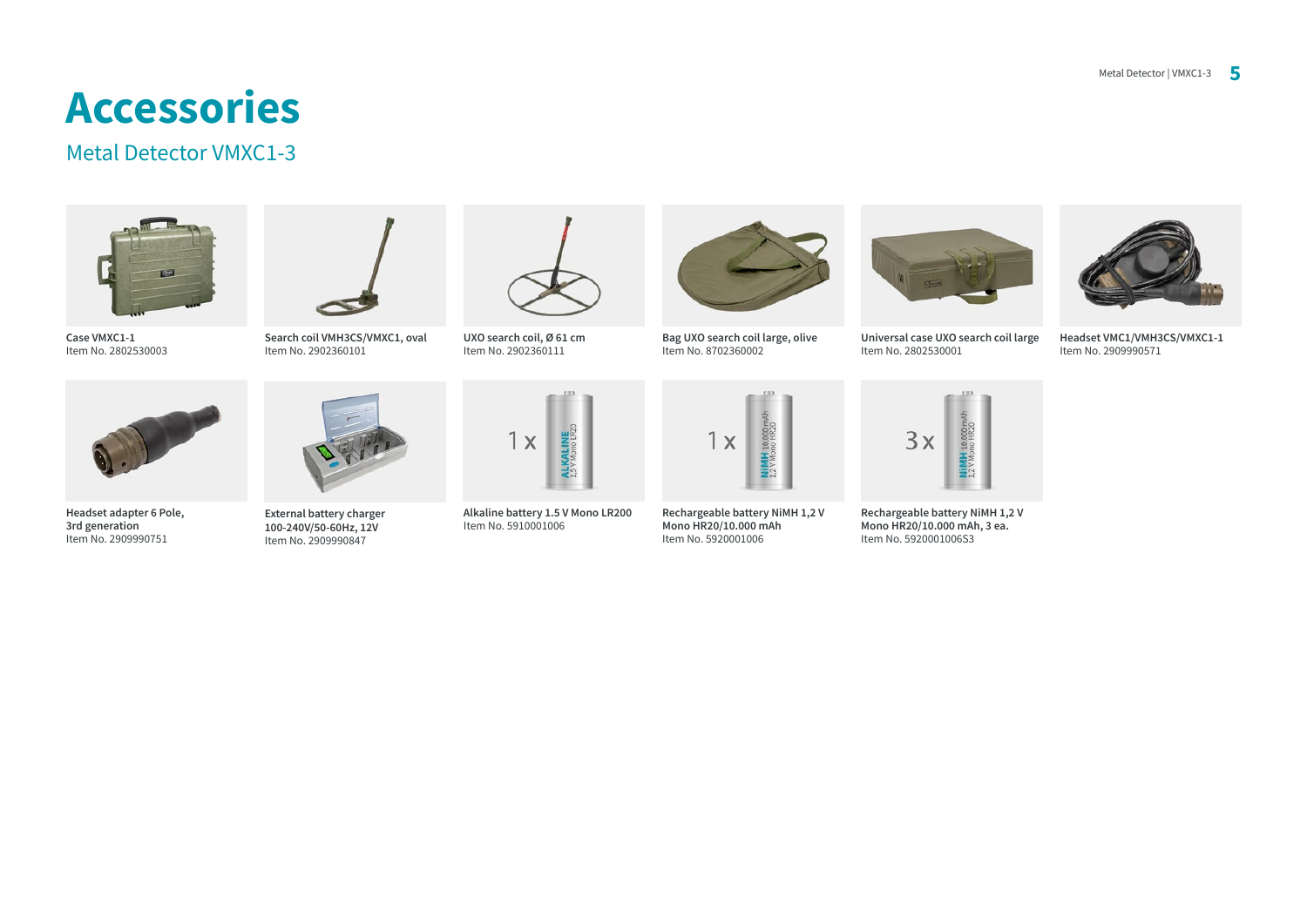# Accessories

## Metal Detector VMXC1-3

**Case VMXC1-1**
Item No. 2802530003

**Search coil VMH3CS/VMXC1, oval**
Item No. 2902360101

**UXO search coil, Ø 61 cm**
Item No. 2902360111

**Bag UXO search coil large, olive**
Item No. 8702360002

**Universal case UXO search coil large**
Item No. 2802530001

**Headset VMC1/VMH3CS/VMXC1-1**
Item No. 2909990571

**Headset adapter 6 Pole, 3rd generation**
Item No. 2909990751

**External battery charger 100-240V/50-60Hz, 12V**
Item No. 2909990847

**Alkaline battery 1.5 V Mono LR200**
Item No. 5910001006

**Rechargeable battery NiMH 1,2 V Mono HR20/10.000 mAh**
Item No. 5920001006

**Rechargeable battery NiMH 1,2 V Mono HR20/10.000 mAh, 3 ea.**
Item No. 5920001006S3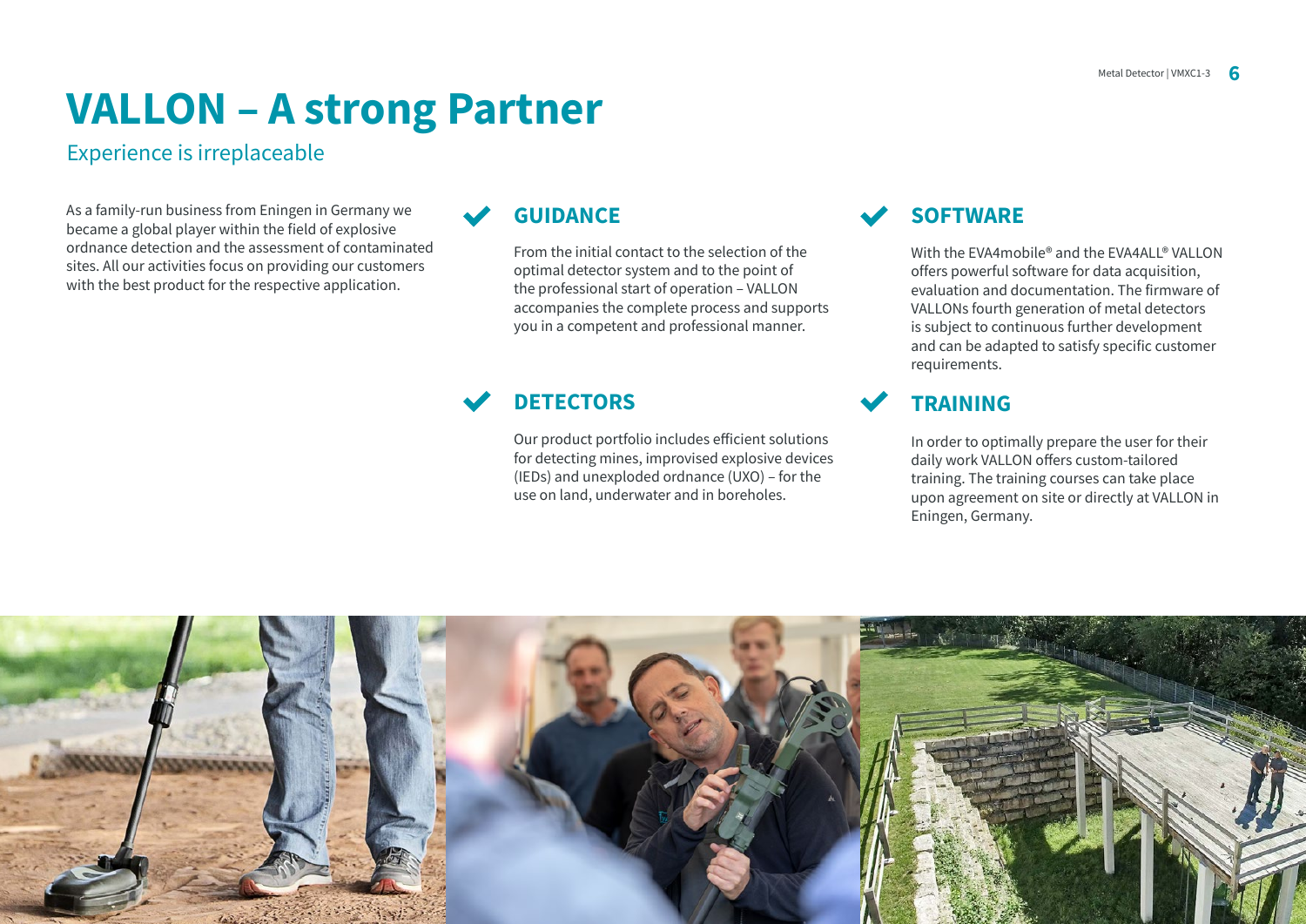# VALLON – A strong Partner

## Experience is irreplaceable

As a family-run business from Eningen in Germany we became a global player within the field of explosive ordnance detection and the assessment of contaminated sites. All our activities focus on providing our customers with the best product for the respective application.

### GUIDANCE

From the initial contact to the selection of the optimal detector system and to the point of the professional start of operation – VALLON accompanies the complete process and supports you in a competent and professional manner.

### DETECTORS

Our product portfolio includes efficient solutions for detecting mines, improvised explosive devices (IEDs) and unexploded ordnance (UXO) – for the use on land, underwater and in boreholes.

### SOFTWARE

With the EVA4mobile® and the EVA4ALL® VALLON offers powerful software for data acquisition, evaluation and documentation. The firmware of VALLONs fourth generation of metal detectors is subject to continuous further development and can be adapted to satisfy specific customer requirements.

### TRAINING

In order to optimally prepare the user for their daily work VALLON offers custom-tailored training. The training courses can take place upon agreement on site or directly at VALLON in Eningen, Germany.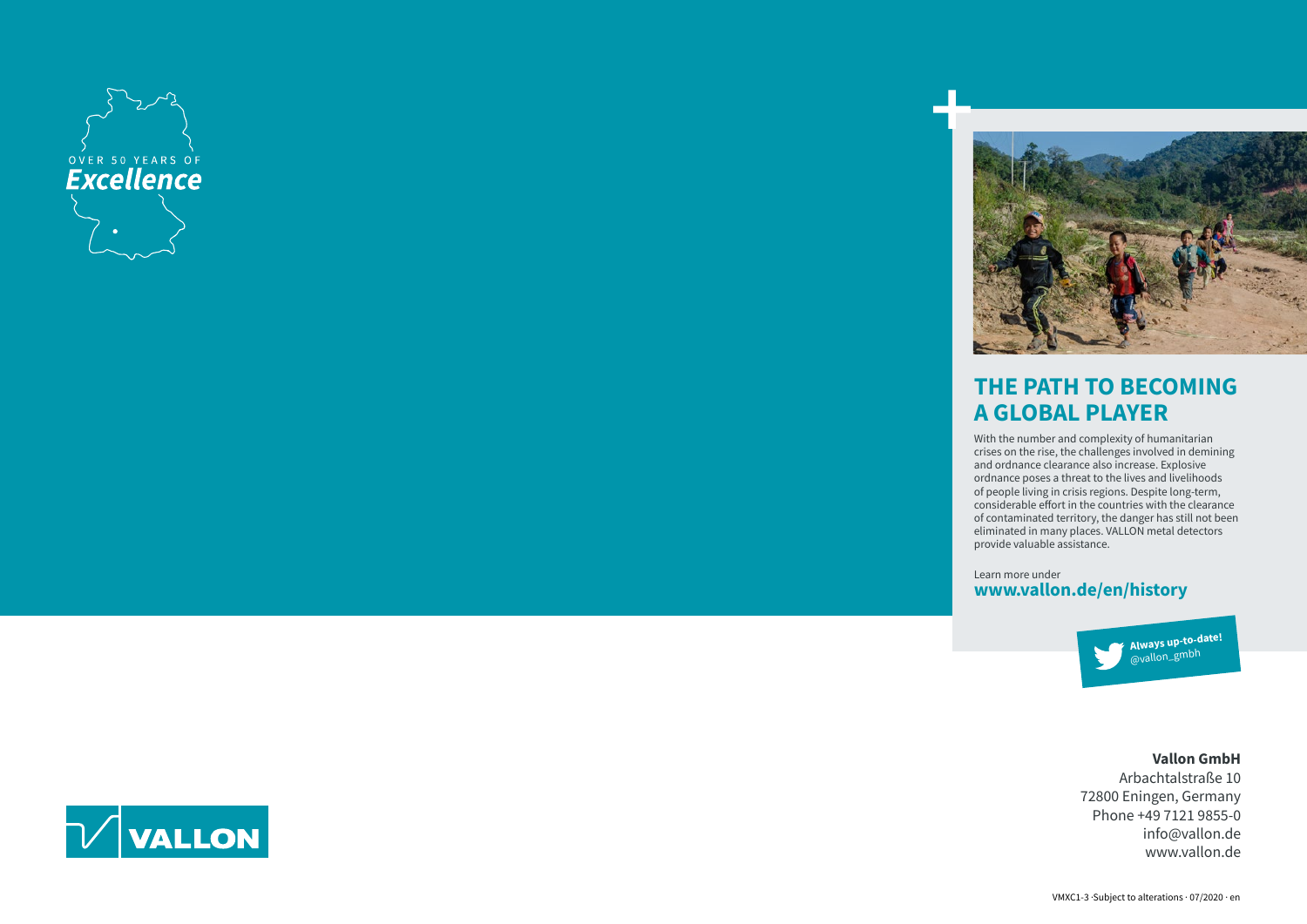OVER 50 YEARS OF
*Excellence*

## THE PATH TO BECOMING A GLOBAL PLAYER

With the number and complexity of humanitarian crises on the rise, the challenges involved in demining and ordnance clearance also increase. Explosive ordnance poses a threat to the lives and livelihoods of people living in crisis regions. Despite long-term, considerable effort in the countries with the clearance of contaminated territory, the danger has still not been eliminated in many places. VALLON metal detectors provide valuable assistance.

Learn more under
**www.vallon.de/en/history**

**Always up-to-date!**
@vallon_gmbh

VALLON

**Vallon GmbH**
Arbachtalstraße 10
72800 Eningen, Germany
Phone +49 7121 9855-0
info@vallon.de
www.vallon.de

VMXC1-3 ·Subject to alterations · 07/2020 · en